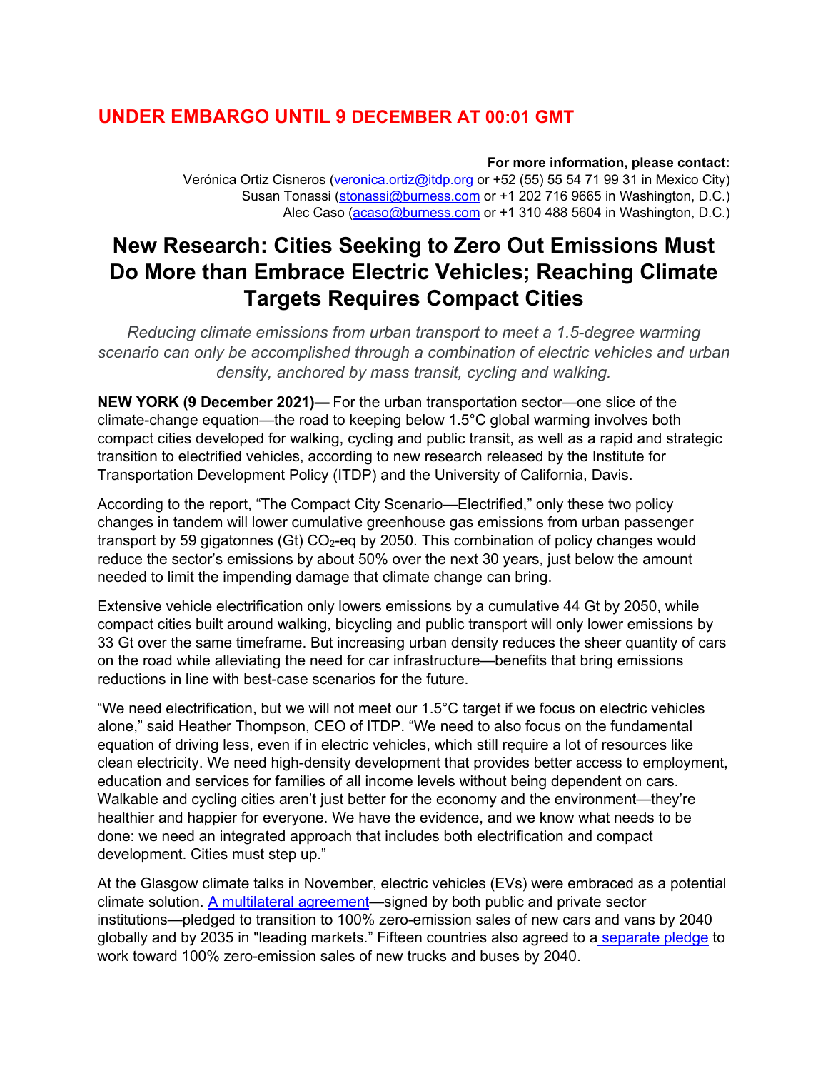**UNDER EMBARGO UNTIL 9 DECEMBER AT 00:01 GMT**

**For more information, please contact:**
Verónica Ortiz Cisneros (veronica.ortiz@itdp.org or +52 (55) 55 54 71 99 31 in Mexico City)
Susan Tonassi (stonassi@burness.com or +1 202 716 9665 in Washington, D.C.)
Alec Caso (acaso@burness.com or +1 310 488 5604 in Washington, D.C.)

# New Research: Cities Seeking to Zero Out Emissions Must Do More than Embrace Electric Vehicles; Reaching Climate Targets Requires Compact Cities

*Reducing climate emissions from urban transport to meet a 1.5-degree warming scenario can only be accomplished through a combination of electric vehicles and urban density, anchored by mass transit, cycling and walking.*

**NEW YORK (9 December 2021)—** For the urban transportation sector—one slice of the climate-change equation—the road to keeping below 1.5°C global warming involves both compact cities developed for walking, cycling and public transit, as well as a rapid and strategic transition to electrified vehicles, according to new research released by the Institute for Transportation Development Policy (ITDP) and the University of California, Davis.

According to the report, "The Compact City Scenario—Electrified," only these two policy changes in tandem will lower cumulative greenhouse gas emissions from urban passenger transport by 59 gigatonnes (Gt) $CO_2$-eq by 2050. This combination of policy changes would reduce the sector's emissions by about 50% over the next 30 years, just below the amount needed to limit the impending damage that climate change can bring.

Extensive vehicle electrification only lowers emissions by a cumulative 44 Gt by 2050, while compact cities built around walking, bicycling and public transport will only lower emissions by 33 Gt over the same timeframe. But increasing urban density reduces the sheer quantity of cars on the road while alleviating the need for car infrastructure—benefits that bring emissions reductions in line with best-case scenarios for the future.

"We need electrification, but we will not meet our 1.5°C target if we focus on electric vehicles alone," said Heather Thompson, CEO of ITDP. "We need to also focus on the fundamental equation of driving less, even if in electric vehicles, which still require a lot of resources like clean electricity. We need high-density development that provides better access to employment, education and services for families of all income levels without being dependent on cars. Walkable and cycling cities aren't just better for the economy and the environment—they're healthier and happier for everyone. We have the evidence, and we know what needs to be done: we need an integrated approach that includes both electrification and compact development. Cities must step up."

At the Glasgow climate talks in November, electric vehicles (EVs) were embraced as a potential climate solution. A multilateral agreement—signed by both public and private sector institutions—pledged to transition to 100% zero-emission sales of new cars and vans by 2040 globally and by 2035 in "leading markets." Fifteen countries also agreed to a separate pledge to work toward 100% zero-emission sales of new trucks and buses by 2040.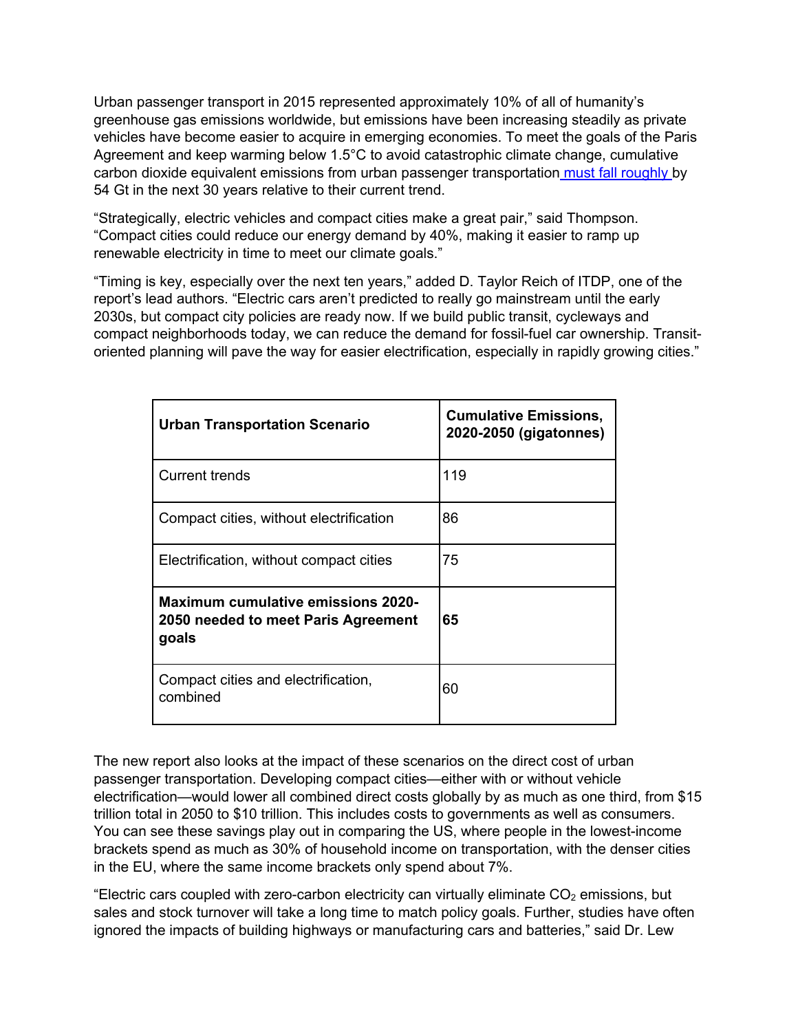Urban passenger transport in 2015 represented approximately 10% of all of humanity's greenhouse gas emissions worldwide, but emissions have been increasing steadily as private vehicles have become easier to acquire in emerging economies. To meet the goals of the Paris Agreement and keep warming below 1.5°C to avoid catastrophic climate change, cumulative carbon dioxide equivalent emissions from urban passenger transportation must fall roughly by 54 Gt in the next 30 years relative to their current trend.

"Strategically, electric vehicles and compact cities make a great pair," said Thompson. "Compact cities could reduce our energy demand by 40%, making it easier to ramp up renewable electricity in time to meet our climate goals."

"Timing is key, especially over the next ten years," added D. Taylor Reich of ITDP, one of the report's lead authors. "Electric cars aren't predicted to really go mainstream until the early 2030s, but compact city policies are ready now. If we build public transit, cycleways and compact neighborhoods today, we can reduce the demand for fossil-fuel car ownership. Transit-oriented planning will pave the way for easier electrification, especially in rapidly growing cities."

| Urban Transportation Scenario | Cumulative Emissions, 2020-2050 (gigatonnes) |
| --- | --- |
| Current trends | 119 |
| Compact cities, without electrification | 86 |
| Electrification, without compact cities | 75 |
| **Maximum cumulative emissions 2020-2050 needed to meet Paris Agreement goals** | **65** |
| Compact cities and electrification, combined | 60 |

The new report also looks at the impact of these scenarios on the direct cost of urban passenger transportation. Developing compact cities—either with or without vehicle electrification—would lower all combined direct costs globally by as much as one third, from $15 trillion total in 2050 to $10 trillion. This includes costs to governments as well as consumers. You can see these savings play out in comparing the US, where people in the lowest-income brackets spend as much as 30% of household income on transportation, with the denser cities in the EU, where the same income brackets only spend about 7%.

"Electric cars coupled with zero-carbon electricity can virtually eliminate $CO_2$ emissions, but sales and stock turnover will take a long time to match policy goals. Further, studies have often ignored the impacts of building highways or manufacturing cars and batteries," said Dr. Lew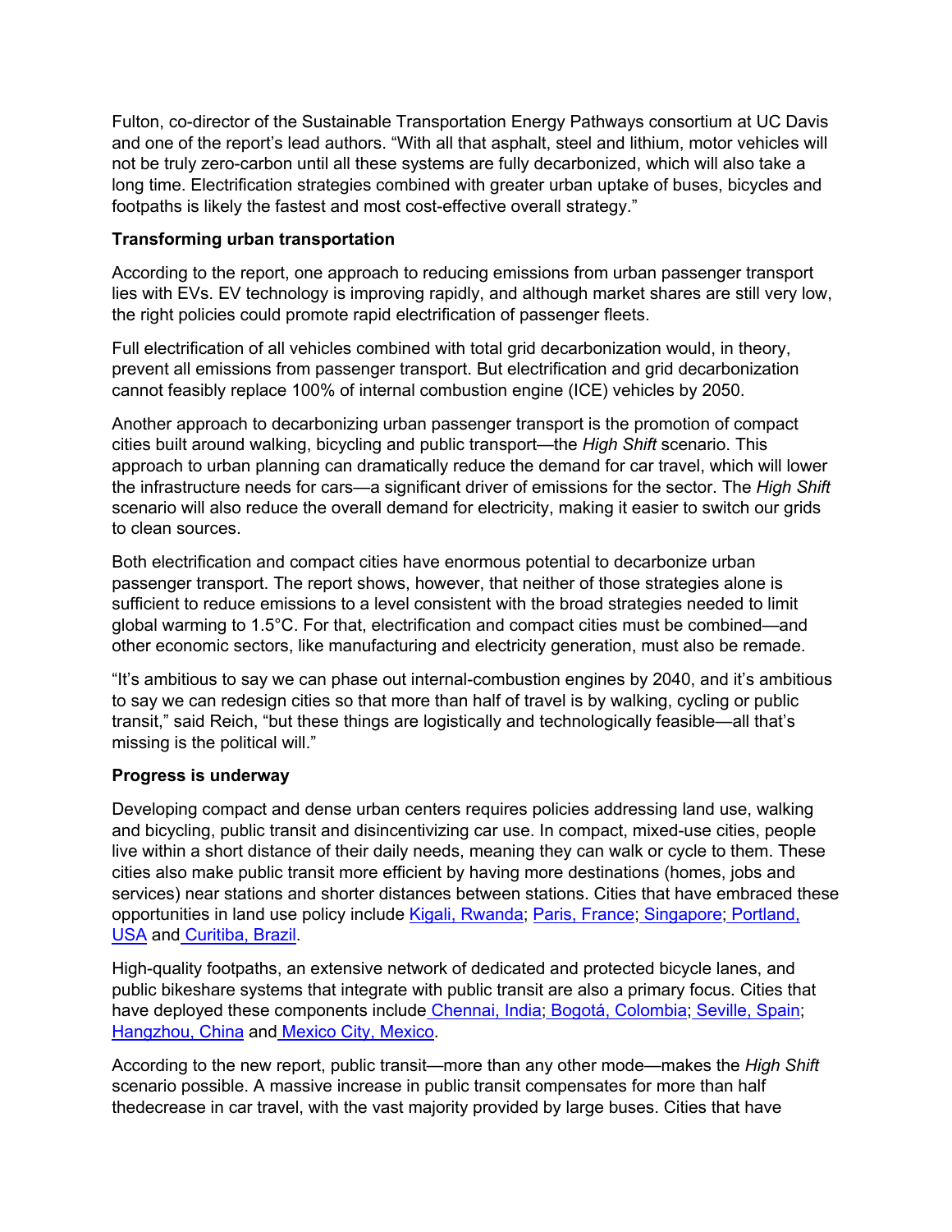Fulton, co-director of the Sustainable Transportation Energy Pathways consortium at UC Davis and one of the report's lead authors. "With all that asphalt, steel and lithium, motor vehicles will not be truly zero-carbon until all these systems are fully decarbonized, which will also take a long time. Electrification strategies combined with greater urban uptake of buses, bicycles and footpaths is likely the fastest and most cost-effective overall strategy."

**Transforming urban transportation**

According to the report, one approach to reducing emissions from urban passenger transport lies with EVs. EV technology is improving rapidly, and although market shares are still very low, the right policies could promote rapid electrification of passenger fleets.

Full electrification of all vehicles combined with total grid decarbonization would, in theory, prevent all emissions from passenger transport. But electrification and grid decarbonization cannot feasibly replace 100% of internal combustion engine (ICE) vehicles by 2050.

Another approach to decarbonizing urban passenger transport is the promotion of compact cities built around walking, bicycling and public transport—the *High Shift* scenario. This approach to urban planning can dramatically reduce the demand for car travel, which will lower the infrastructure needs for cars—a significant driver of emissions for the sector. The *High Shift* scenario will also reduce the overall demand for electricity, making it easier to switch our grids to clean sources.

Both electrification and compact cities have enormous potential to decarbonize urban passenger transport. The report shows, however, that neither of those strategies alone is sufficient to reduce emissions to a level consistent with the broad strategies needed to limit global warming to 1.5°C. For that, electrification and compact cities must be combined—and other economic sectors, like manufacturing and electricity generation, must also be remade.

"It's ambitious to say we can phase out internal-combustion engines by 2040, and it's ambitious to say we can redesign cities so that more than half of travel is by walking, cycling or public transit," said Reich, "but these things are logistically and technologically feasible—all that's missing is the political will."

**Progress is underway**

Developing compact and dense urban centers requires policies addressing land use, walking and bicycling, public transit and disincentivizing car use. In compact, mixed-use cities, people live within a short distance of their daily needs, meaning they can walk or cycle to them. These cities also make public transit more efficient by having more destinations (homes, jobs and services) near stations and shorter distances between stations. Cities that have embraced these opportunities in land use policy include Kigali, Rwanda; Paris, France; Singapore; Portland, USA and Curitiba, Brazil.

High-quality footpaths, an extensive network of dedicated and protected bicycle lanes, and public bikeshare systems that integrate with public transit are also a primary focus. Cities that have deployed these components include Chennai, India; Bogotá, Colombia; Seville, Spain; Hangzhou, China and Mexico City, Mexico.

According to the new report, public transit—more than any other mode—makes the *High Shift* scenario possible. A massive increase in public transit compensates for more than half thedecrease in car travel, with the vast majority provided by large buses. Cities that have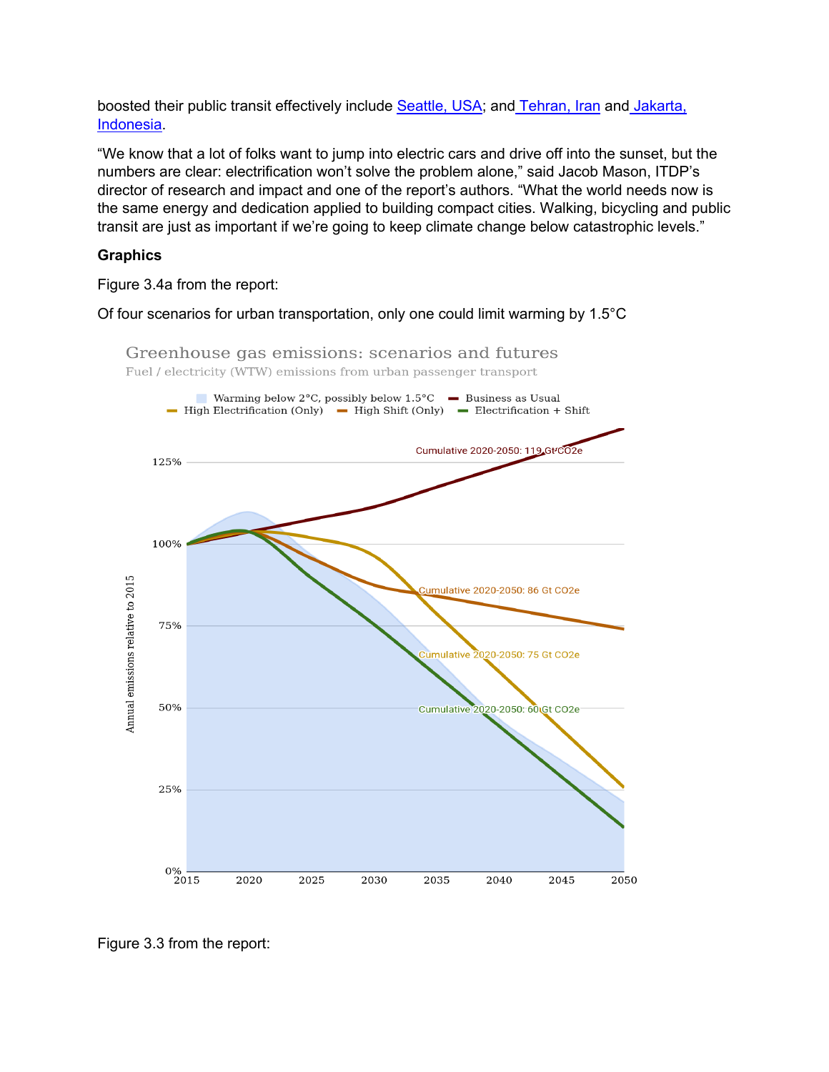boosted their public transit effectively include [Seattle, USA](); and [Tehran, Iran]() and [Jakarta, Indonesia]().

"We know that a lot of folks want to jump into electric cars and drive off into the sunset, but the numbers are clear: electrification won't solve the problem alone," said Jacob Mason, ITDP's director of research and impact and one of the report's authors. "What the world needs now is the same energy and dedication applied to building compact cities. Walking, bicycling and public transit are just as important if we're going to keep climate change below catastrophic levels."

**Graphics**

Figure 3.4a from the report:

Of four scenarios for urban transportation, only one could limit warming by 1.5°C

Greenhouse gas emissions: scenarios and futures

Fuel / electricity (WTW) emissions from urban passenger transport

Warming below 2°C, possibly below 1.5°C — Business as Usual — High Electrification (Only) — High Shift (Only) — Electrification + Shift

Cumulative 2020-2050: 119 Gt CO2e

Cumulative 2020-2050: 86 Gt CO2e

Cumulative 2020-2050: 75 Gt CO2e

Cumulative 2020-2050: 60 Gt CO2e

Annual emissions relative to 2015

Figure 3.3 from the report: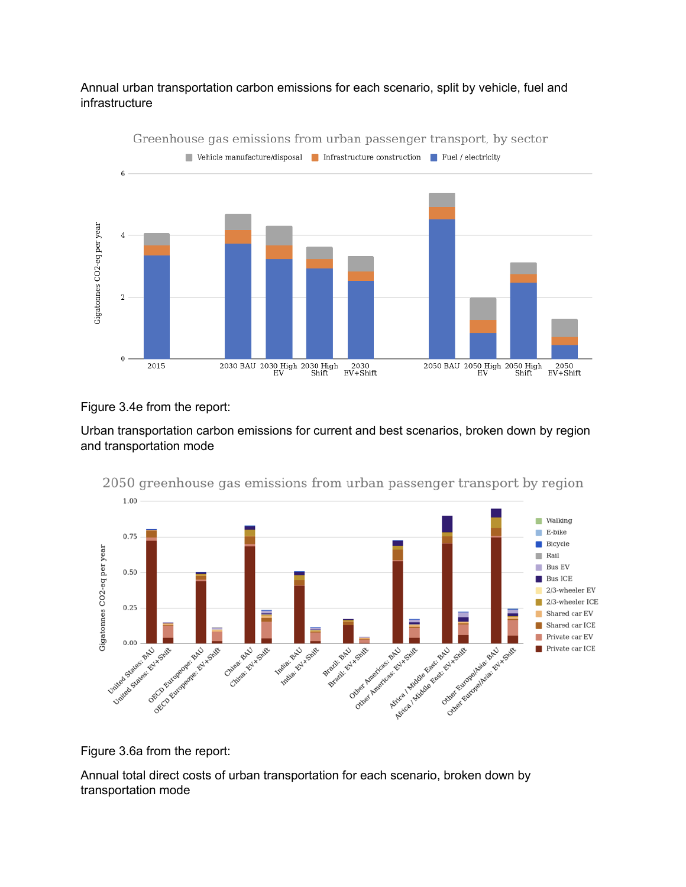Annual urban transportation carbon emissions for each scenario, split by vehicle, fuel and infrastructure

Figure 3.4e from the report:

Urban transportation carbon emissions for current and best scenarios, broken down by region and transportation mode

Figure 3.6a from the report:

Annual total direct costs of urban transportation for each scenario, broken down by transportation mode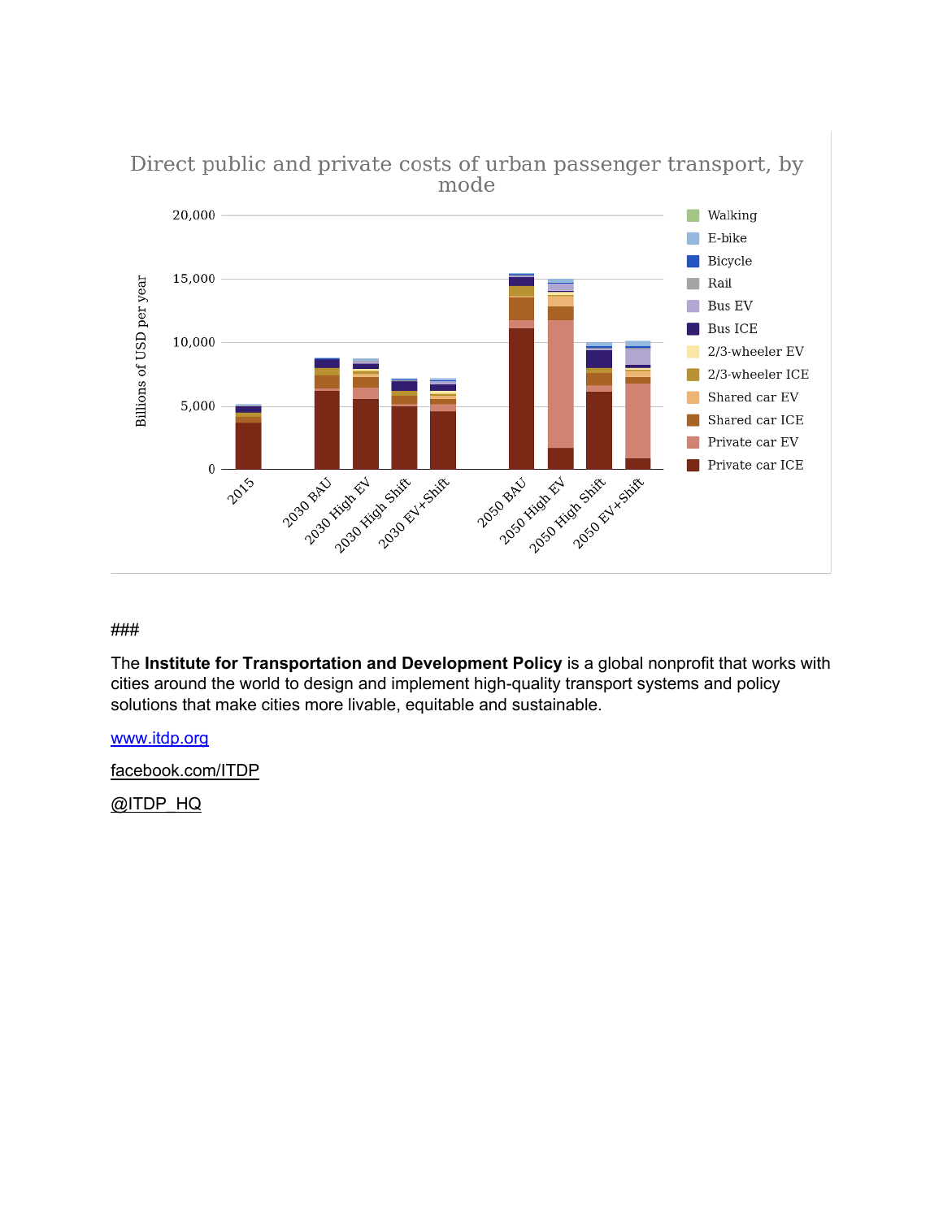Direct public and private costs of urban passenger transport, by mode

20,000
15,000
10,000
5,000
0

Billions of USD per year

2015
2030 BAU
2030 High EV
2030 High Shift
2030 EV+Shift
2050 BAU
2050 High EV
2050 High Shift
2050 EV+Shift

Walking
E-bike
Bicycle
Rail
Bus EV
Bus ICE
2/3-wheeler EV
2/3-wheeler ICE
Shared car EV
Shared car ICE
Private car EV
Private car ICE

###

The **Institute for Transportation and Development Policy** is a global nonprofit that works with cities around the world to design and implement high-quality transport systems and policy solutions that make cities more livable, equitable and sustainable.

[www.itdp.org](http://www.itdp.org)

facebook.com/ITDP

@ITDP_HQ